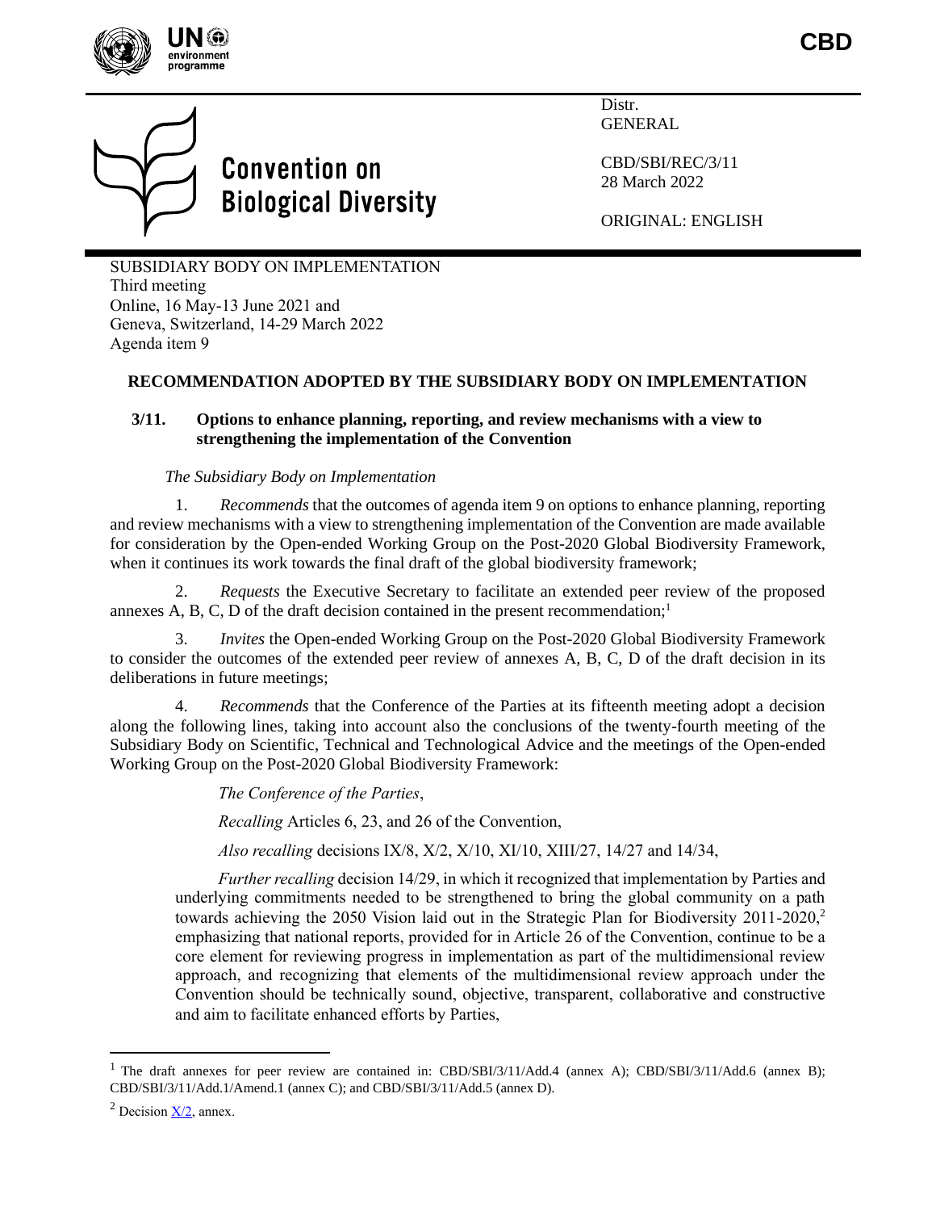CBD

Convention on Biological Diversity

Distr.
GENERAL

CBD/SBI/REC/3/11
28 March 2022

ORIGINAL: ENGLISH

SUBSIDIARY BODY ON IMPLEMENTATION
Third meeting
Online, 16 May-13 June 2021 and
Geneva, Switzerland, 14-29 March 2022
Agenda item 9

**RECOMMENDATION ADOPTED BY THE SUBSIDIARY BODY ON IMPLEMENTATION**

**3/11. Options to enhance planning, reporting, and review mechanisms with a view to strengthening the implementation of the Convention**

*The Subsidiary Body on Implementation*

1. *Recommends* that the outcomes of agenda item 9 on options to enhance planning, reporting and review mechanisms with a view to strengthening implementation of the Convention are made available for consideration by the Open-ended Working Group on the Post-2020 Global Biodiversity Framework, when it continues its work towards the final draft of the global biodiversity framework;

2. *Requests* the Executive Secretary to facilitate an extended peer review of the proposed annexes A, B, C, D of the draft decision contained in the present recommendation;[1]

3. *Invites* the Open-ended Working Group on the Post-2020 Global Biodiversity Framework to consider the outcomes of the extended peer review of annexes A, B, C, D of the draft decision in its deliberations in future meetings;

4. *Recommends* that the Conference of the Parties at its fifteenth meeting adopt a decision along the following lines, taking into account also the conclusions of the twenty-fourth meeting of the Subsidiary Body on Scientific, Technical and Technological Advice and the meetings of the Open-ended Working Group on the Post-2020 Global Biodiversity Framework:

> *The Conference of the Parties*,
>
> *Recalling* Articles 6, 23, and 26 of the Convention,
>
> *Also recalling* decisions IX/8, X/2, X/10, XI/10, XIII/27, 14/27 and 14/34,
>
> *Further recalling* decision 14/29, in which it recognized that implementation by Parties and underlying commitments needed to be strengthened to bring the global community on a path towards achieving the 2050 Vision laid out in the Strategic Plan for Biodiversity 2011-2020,[2] emphasizing that national reports, provided for in Article 26 of the Convention, continue to be a core element for reviewing progress in implementation as part of the multidimensional review approach, and recognizing that elements of the multidimensional review approach under the Convention should be technically sound, objective, transparent, collaborative and constructive and aim to facilitate enhanced efforts by Parties,

---

[1] The draft annexes for peer review are contained in: CBD/SBI/3/11/Add.4 (annex A); CBD/SBI/3/11/Add.6 (annex B); CBD/SBI/3/11/Add.1/Amend.1 (annex C); and CBD/SBI/3/11/Add.5 (annex D).

[2] Decision X/2, annex.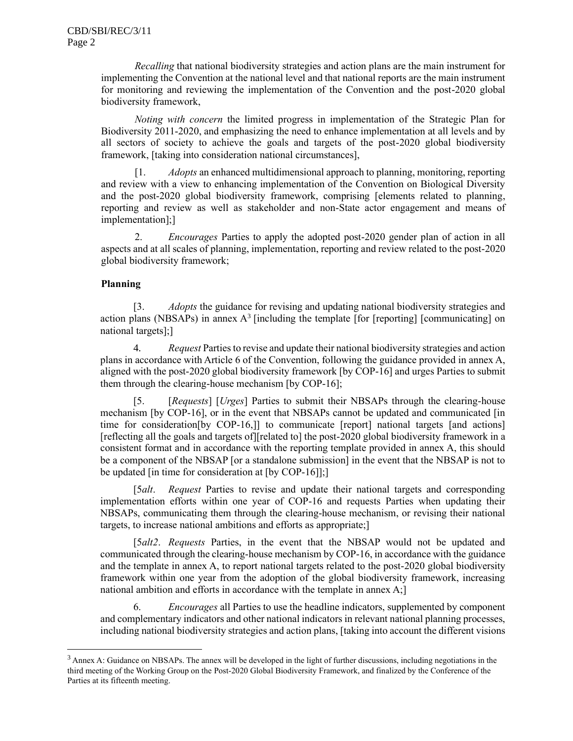*Recalling* that national biodiversity strategies and action plans are the main instrument for implementing the Convention at the national level and that national reports are the main instrument for monitoring and reviewing the implementation of the Convention and the post-2020 global biodiversity framework,

*Noting with concern* the limited progress in implementation of the Strategic Plan for Biodiversity 2011-2020, and emphasizing the need to enhance implementation at all levels and by all sectors of society to achieve the goals and targets of the post-2020 global biodiversity framework, [taking into consideration national circumstances],

[1. *Adopts* an enhanced multidimensional approach to planning, monitoring, reporting and review with a view to enhancing implementation of the Convention on Biological Diversity and the post-2020 global biodiversity framework, comprising [elements related to planning, reporting and review as well as stakeholder and non-State actor engagement and means of implementation];]

2. *Encourages* Parties to apply the adopted post-2020 gender plan of action in all aspects and at all scales of planning, implementation, reporting and review related to the post-2020 global biodiversity framework;

**Planning**

[3. *Adopts* the guidance for revising and updating national biodiversity strategies and action plans (NBSAPs) in annex A[3] [including the template [for [reporting] [communicating] on national targets];]

4. *Request* Parties to revise and update their national biodiversity strategies and action plans in accordance with Article 6 of the Convention, following the guidance provided in annex A, aligned with the post-2020 global biodiversity framework [by COP-16] and urges Parties to submit them through the clearing-house mechanism [by COP-16];

[5. [*Requests*] [*Urges*] Parties to submit their NBSAPs through the clearing-house mechanism [by COP-16], or in the event that NBSAPs cannot be updated and communicated [in time for consideration[by COP-16,]] to communicate [report] national targets [and actions] [reflecting all the goals and targets of][related to] the post-2020 global biodiversity framework in a consistent format and in accordance with the reporting template provided in annex A, this should be a component of the NBSAP [or a standalone submission] in the event that the NBSAP is not to be updated [in time for consideration at [by COP-16]];]

[5*alt*. *Request* Parties to revise and update their national targets and corresponding implementation efforts within one year of COP-16 and requests Parties when updating their NBSAPs, communicating them through the clearing-house mechanism, or revising their national targets, to increase national ambitions and efforts as appropriate;]

[5*alt2*. *Requests* Parties, in the event that the NBSAP would not be updated and communicated through the clearing-house mechanism by COP-16, in accordance with the guidance and the template in annex A, to report national targets related to the post-2020 global biodiversity framework within one year from the adoption of the global biodiversity framework, increasing national ambition and efforts in accordance with the template in annex A;]

6. *Encourages* all Parties to use the headline indicators, supplemented by component and complementary indicators and other national indicators in relevant national planning processes, including national biodiversity strategies and action plans, [taking into account the different visions

[3] Annex A: Guidance on NBSAPs. The annex will be developed in the light of further discussions, including negotiations in the third meeting of the Working Group on the Post-2020 Global Biodiversity Framework, and finalized by the Conference of the Parties at its fifteenth meeting.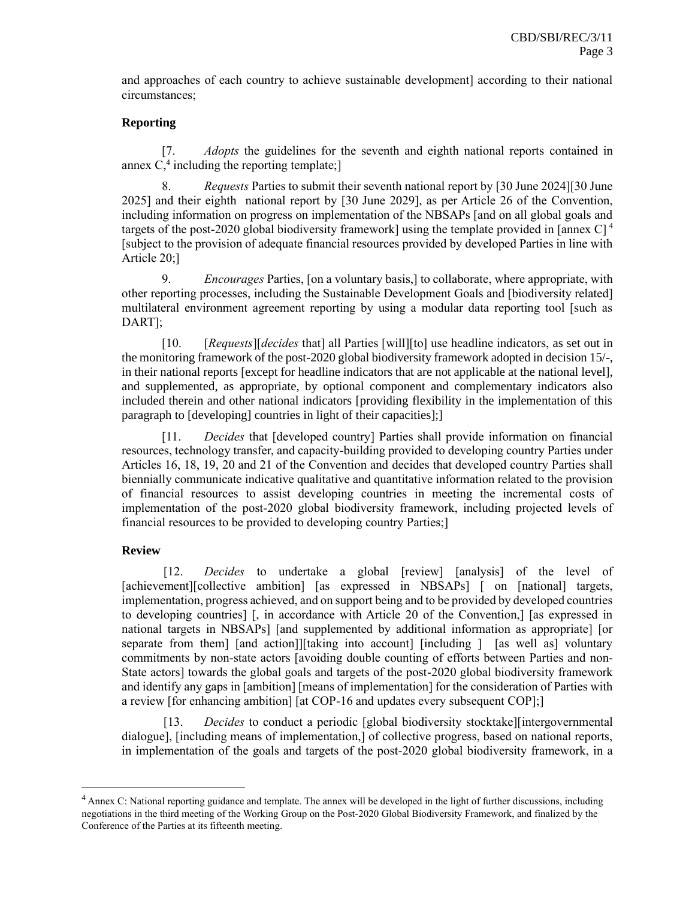and approaches of each country to achieve sustainable development] according to their national circumstances;

### Reporting

[7. *Adopts* the guidelines for the seventh and eighth national reports contained in annex C,[4] including the reporting template;]

8. *Requests* Parties to submit their seventh national report by [30 June 2024][30 June 2025] and their eighth national report by [30 June 2029], as per Article 26 of the Convention, including information on progress on implementation of the NBSAPs [and on all global goals and targets of the post-2020 global biodiversity framework] using the template provided in [annex C] [4] [subject to the provision of adequate financial resources provided by developed Parties in line with Article 20;]

9. *Encourages* Parties, [on a voluntary basis,] to collaborate, where appropriate, with other reporting processes, including the Sustainable Development Goals and [biodiversity related] multilateral environment agreement reporting by using a modular data reporting tool [such as DART];

[10. [*Requests*][*decides* that] all Parties [will][to] use headline indicators, as set out in the monitoring framework of the post-2020 global biodiversity framework adopted in decision 15/-, in their national reports [except for headline indicators that are not applicable at the national level], and supplemented, as appropriate, by optional component and complementary indicators also included therein and other national indicators [providing flexibility in the implementation of this paragraph to [developing] countries in light of their capacities];]

[11. *Decides* that [developed country] Parties shall provide information on financial resources, technology transfer, and capacity-building provided to developing country Parties under Articles 16, 18, 19, 20 and 21 of the Convention and decides that developed country Parties shall biennially communicate indicative qualitative and quantitative information related to the provision of financial resources to assist developing countries in meeting the incremental costs of implementation of the post-2020 global biodiversity framework, including projected levels of financial resources to be provided to developing country Parties;]

### Review

[12. *Decides* to undertake a global [review] [analysis] of the level of [achievement][collective ambition] [as expressed in NBSAPs] [ on [national] targets, implementation, progress achieved, and on support being and to be provided by developed countries to developing countries] [, in accordance with Article 20 of the Convention,] [as expressed in national targets in NBSAPs] [and supplemented by additional information as appropriate] [or separate from them] [and action]][taking into account] [including ] [as well as] voluntary commitments by non-state actors [avoiding double counting of efforts between Parties and non-State actors] towards the global goals and targets of the post-2020 global biodiversity framework and identify any gaps in [ambition] [means of implementation] for the consideration of Parties with a review [for enhancing ambition] [at COP-16 and updates every subsequent COP];]

[13. *Decides* to conduct a periodic [global biodiversity stocktake][intergovernmental dialogue], [including means of implementation,] of collective progress, based on national reports, in implementation of the goals and targets of the post-2020 global biodiversity framework, in a

[4] Annex C: National reporting guidance and template. The annex will be developed in the light of further discussions, including negotiations in the third meeting of the Working Group on the Post-2020 Global Biodiversity Framework, and finalized by the Conference of the Parties at its fifteenth meeting.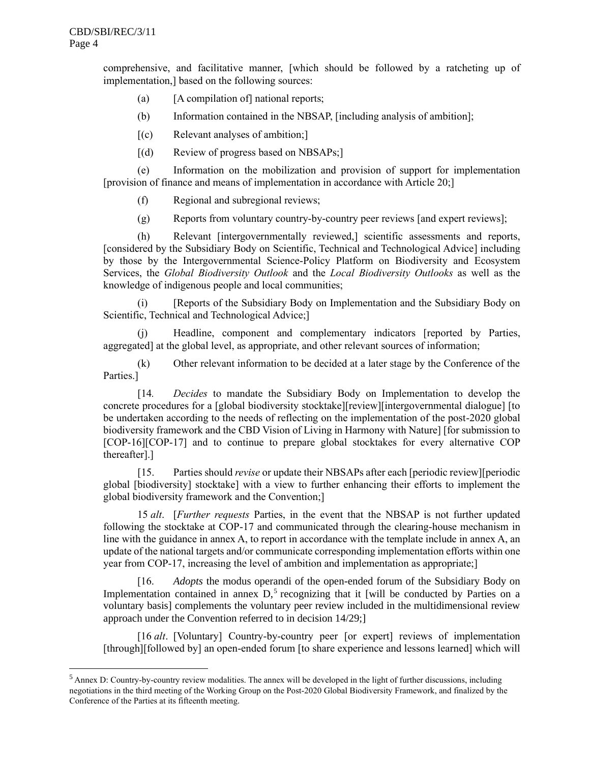comprehensive, and facilitative manner, [which should be followed by a ratcheting up of implementation,] based on the following sources:

(a) [A compilation of] national reports;

(b) Information contained in the NBSAP, [including analysis of ambition];

[(c) Relevant analyses of ambition;]

[(d) Review of progress based on NBSAPs;]

(e) Information on the mobilization and provision of support for implementation [provision of finance and means of implementation in accordance with Article 20;]

(f) Regional and subregional reviews;

(g) Reports from voluntary country-by-country peer reviews [and expert reviews];

(h) Relevant [intergovernmentally reviewed,] scientific assessments and reports, [considered by the Subsidiary Body on Scientific, Technical and Technological Advice] including by those by the Intergovernmental Science-Policy Platform on Biodiversity and Ecosystem Services, the *Global Biodiversity Outlook* and the *Local Biodiversity Outlooks* as well as the knowledge of indigenous people and local communities;

(i) [Reports of the Subsidiary Body on Implementation and the Subsidiary Body on Scientific, Technical and Technological Advice;]

(j) Headline, component and complementary indicators [reported by Parties, aggregated] at the global level, as appropriate, and other relevant sources of information;

(k) Other relevant information to be decided at a later stage by the Conference of the Parties.]

[14. *Decides* to mandate the Subsidiary Body on Implementation to develop the concrete procedures for a [global biodiversity stocktake][review][intergovernmental dialogue] [to be undertaken according to the needs of reflecting on the implementation of the post-2020 global biodiversity framework and the CBD Vision of Living in Harmony with Nature] [for submission to [COP-16][COP-17] and to continue to prepare global stocktakes for every alternative COP thereafter].]

[15. Parties should *revise* or update their NBSAPs after each [periodic review][periodic global [biodiversity] stocktake] with a view to further enhancing their efforts to implement the global biodiversity framework and the Convention;]

15 *alt*. [*Further requests* Parties, in the event that the NBSAP is not further updated following the stocktake at COP-17 and communicated through the clearing-house mechanism in line with the guidance in annex A, to report in accordance with the template include in annex A, an update of the national targets and/or communicate corresponding implementation efforts within one year from COP-17, increasing the level of ambition and implementation as appropriate;]

[16. *Adopts* the modus operandi of the open-ended forum of the Subsidiary Body on Implementation contained in annex D,[5] recognizing that it [will be conducted by Parties on a voluntary basis] complements the voluntary peer review included in the multidimensional review approach under the Convention referred to in decision 14/29;]

[16 *alt*. [Voluntary] Country-by-country peer [or expert] reviews of implementation [through][followed by] an open-ended forum [to share experience and lessons learned] which will

---

[5] Annex D: Country-by-country review modalities. The annex will be developed in the light of further discussions, including negotiations in the third meeting of the Working Group on the Post-2020 Global Biodiversity Framework, and finalized by the Conference of the Parties at its fifteenth meeting.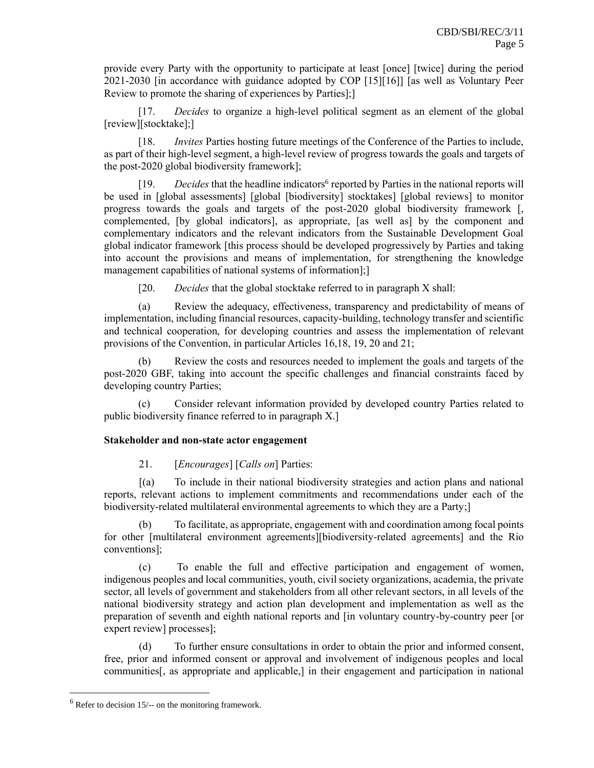provide every Party with the opportunity to participate at least [once] [twice] during the period 2021-2030 [in accordance with guidance adopted by COP [15][16]] [as well as Voluntary Peer Review to promote the sharing of experiences by Parties];]

[17. *Decides* to organize a high-level political segment as an element of the global [review][stocktake];]

[18. *Invites* Parties hosting future meetings of the Conference of the Parties to include, as part of their high-level segment, a high-level review of progress towards the goals and targets of the post-2020 global biodiversity framework];

[19. *Decides* that the headline indicators[6] reported by Parties in the national reports will be used in [global assessments] [global [biodiversity] stocktakes] [global reviews] to monitor progress towards the goals and targets of the post-2020 global biodiversity framework [, complemented, [by global indicators], as appropriate, [as well as] by the component and complementary indicators and the relevant indicators from the Sustainable Development Goal global indicator framework [this process should be developed progressively by Parties and taking into account the provisions and means of implementation, for strengthening the knowledge management capabilities of national systems of information];]

[20. *Decides* that the global stocktake referred to in paragraph X shall:

(a) Review the adequacy, effectiveness, transparency and predictability of means of implementation, including financial resources, capacity-building, technology transfer and scientific and technical cooperation, for developing countries and assess the implementation of relevant provisions of the Convention, in particular Articles 16,18, 19, 20 and 21;

(b) Review the costs and resources needed to implement the goals and targets of the post-2020 GBF, taking into account the specific challenges and financial constraints faced by developing country Parties;

(c) Consider relevant information provided by developed country Parties related to public biodiversity finance referred to in paragraph X.]

**Stakeholder and non-state actor engagement**

21. [*Encourages*] [*Calls on*] Parties:

[(a) To include in their national biodiversity strategies and action plans and national reports, relevant actions to implement commitments and recommendations under each of the biodiversity-related multilateral environmental agreements to which they are a Party;]

(b) To facilitate, as appropriate, engagement with and coordination among focal points for other [multilateral environment agreements][biodiversity-related agreements] and the Rio conventions];

(c) To enable the full and effective participation and engagement of women, indigenous peoples and local communities, youth, civil society organizations, academia, the private sector, all levels of government and stakeholders from all other relevant sectors, in all levels of the national biodiversity strategy and action plan development and implementation as well as the preparation of seventh and eighth national reports and [in voluntary country-by-country peer [or expert review] processes];

(d) To further ensure consultations in order to obtain the prior and informed consent, free, prior and informed consent or approval and involvement of indigenous peoples and local communities[, as appropriate and applicable,] in their engagement and participation in national

[6] Refer to decision 15/-- on the monitoring framework.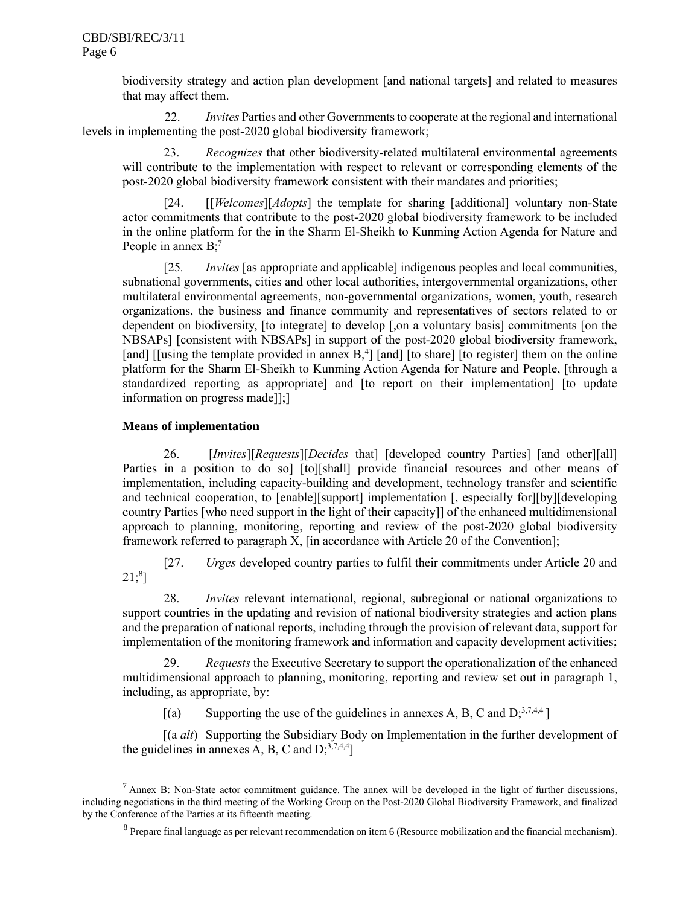biodiversity strategy and action plan development [and national targets] and related to measures that may affect them.

22. *Invites* Parties and other Governments to cooperate at the regional and international levels in implementing the post-2020 global biodiversity framework;

23. *Recognizes* that other biodiversity-related multilateral environmental agreements will contribute to the implementation with respect to relevant or corresponding elements of the post-2020 global biodiversity framework consistent with their mandates and priorities;

[24. [[*Welcomes*][*Adopts*] the template for sharing [additional] voluntary non-State actor commitments that contribute to the post-2020 global biodiversity framework to be included in the online platform for the in the Sharm El-Sheikh to Kunming Action Agenda for Nature and People in annex B;[7]

[25. *Invites* [as appropriate and applicable] indigenous peoples and local communities, subnational governments, cities and other local authorities, intergovernmental organizations, other multilateral environmental agreements, non-governmental organizations, women, youth, research organizations, the business and finance community and representatives of sectors related to or dependent on biodiversity, [to integrate] to develop [,on a voluntary basis] commitments [on the NBSAPs] [consistent with NBSAPs] in support of the post-2020 global biodiversity framework, [and] [[using the template provided in annex B,[4]] [and] [to share] [to register] them on the online platform for the Sharm El-Sheikh to Kunming Action Agenda for Nature and People, [through a standardized reporting as appropriate] and [to report on their implementation] [to update information on progress made]];]

**Means of implementation**

26. [*Invites*][*Requests*][*Decides* that] [developed country Parties] [and other][all] Parties in a position to do so] [to][shall] provide financial resources and other means of implementation, including capacity-building and development, technology transfer and scientific and technical cooperation, to [enable][support] implementation [, especially for][by][developing country Parties [who need support in the light of their capacity]] of the enhanced multidimensional approach to planning, monitoring, reporting and review of the post-2020 global biodiversity framework referred to paragraph X, [in accordance with Article 20 of the Convention];

[27. *Urges* developed country parties to fulfil their commitments under Article 20 and 21;[8]]

28. *Invites* relevant international, regional, subregional or national organizations to support countries in the updating and revision of national biodiversity strategies and action plans and the preparation of national reports, including through the provision of relevant data, support for implementation of the monitoring framework and information and capacity development activities;

29. *Requests* the Executive Secretary to support the operationalization of the enhanced multidimensional approach to planning, monitoring, reporting and review set out in paragraph 1, including, as appropriate, by:

[(a) Supporting the use of the guidelines in annexes A, B, C and D;[3,7,4,4] ]

[(a *alt*) Supporting the Subsidiary Body on Implementation in the further development of the guidelines in annexes A, B, C and D;[3,7,4,4]]

[7] Annex B: Non-State actor commitment guidance. The annex will be developed in the light of further discussions, including negotiations in the third meeting of the Working Group on the Post-2020 Global Biodiversity Framework, and finalized by the Conference of the Parties at its fifteenth meeting.

[8] Prepare final language as per relevant recommendation on item 6 (Resource mobilization and the financial mechanism).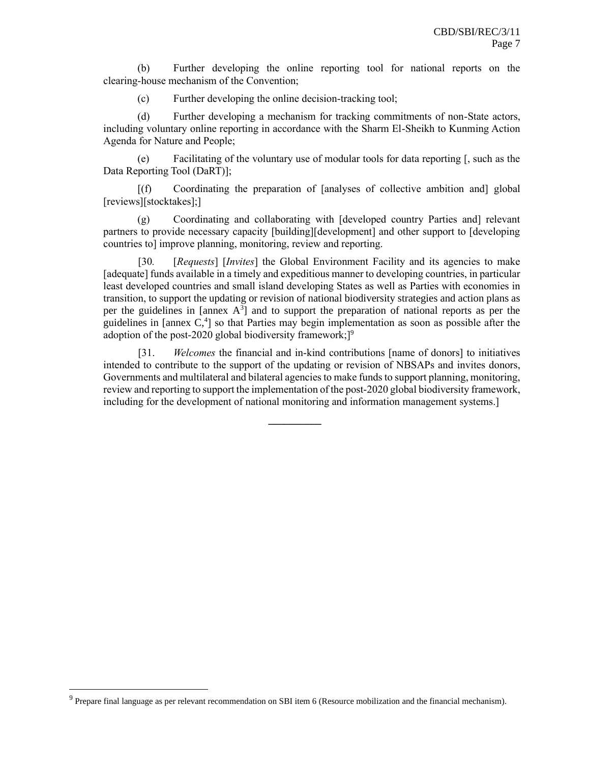(b) Further developing the online reporting tool for national reports on the clearing-house mechanism of the Convention;

(c) Further developing the online decision-tracking tool;

(d) Further developing a mechanism for tracking commitments of non-State actors, including voluntary online reporting in accordance with the Sharm El-Sheikh to Kunming Action Agenda for Nature and People;

(e) Facilitating of the voluntary use of modular tools for data reporting [, such as the Data Reporting Tool (DaRT)];

[(f) Coordinating the preparation of [analyses of collective ambition and] global [reviews][stocktakes];]

(g) Coordinating and collaborating with [developed country Parties and] relevant partners to provide necessary capacity [building][development] and other support to [developing countries to] improve planning, monitoring, review and reporting.

[30. [*Requests*] [*Invites*] the Global Environment Facility and its agencies to make [adequate] funds available in a timely and expeditious manner to developing countries, in particular least developed countries and small island developing States as well as Parties with economies in transition, to support the updating or revision of national biodiversity strategies and action plans as per the guidelines in [annex A[3]] and to support the preparation of national reports as per the guidelines in [annex C,[4]] so that Parties may begin implementation as soon as possible after the adoption of the post-2020 global biodiversity framework;][9]

[31. *Welcomes* the financial and in-kind contributions [name of donors] to initiatives intended to contribute to the support of the updating or revision of NBSAPs and invites donors, Governments and multilateral and bilateral agencies to make funds to support planning, monitoring, review and reporting to support the implementation of the post-2020 global biodiversity framework, including for the development of national monitoring and information management systems.]

__________

[9] Prepare final language as per relevant recommendation on SBI item 6 (Resource mobilization and the financial mechanism).